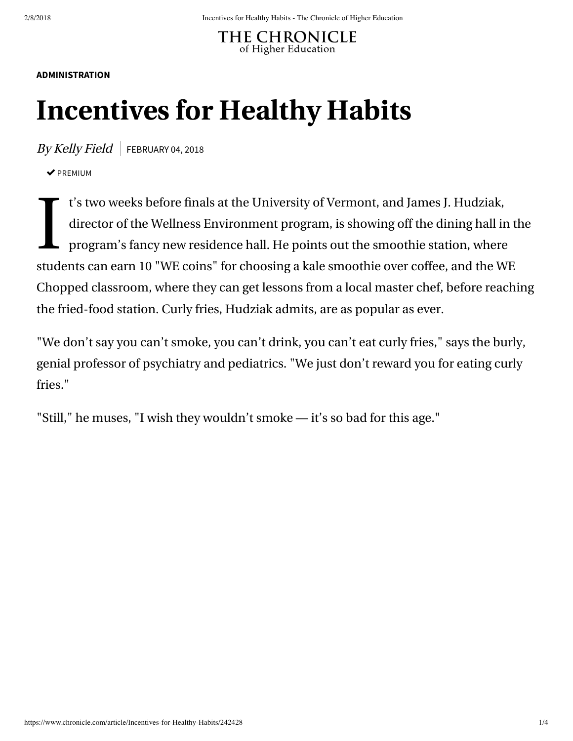THE CHRONICLE
of Higher Education

**ADMINISTRATION**

# Incentives for Healthy Habits

*By Kelly Field* | FEBRUARY 04, 2018

✔ PREMIUM

It's two weeks before finals at the University of Vermont, and James J. Hudziak, director of the Wellness Environment program, is showing off the dining hall in the program's fancy new residence hall. He points out the smoothie station, where students can earn 10 "WE coins" for choosing a kale smoothie over coffee, and the WE Chopped classroom, where they can get lessons from a local master chef, before reaching the fried-food station. Curly fries, Hudziak admits, are as popular as ever.

"We don't say you can't smoke, you can't drink, you can't eat curly fries," says the burly, genial professor of psychiatry and pediatrics. "We just don't reward you for eating curly fries."

"Still," he muses, "I wish they wouldn't smoke — it's so bad for this age."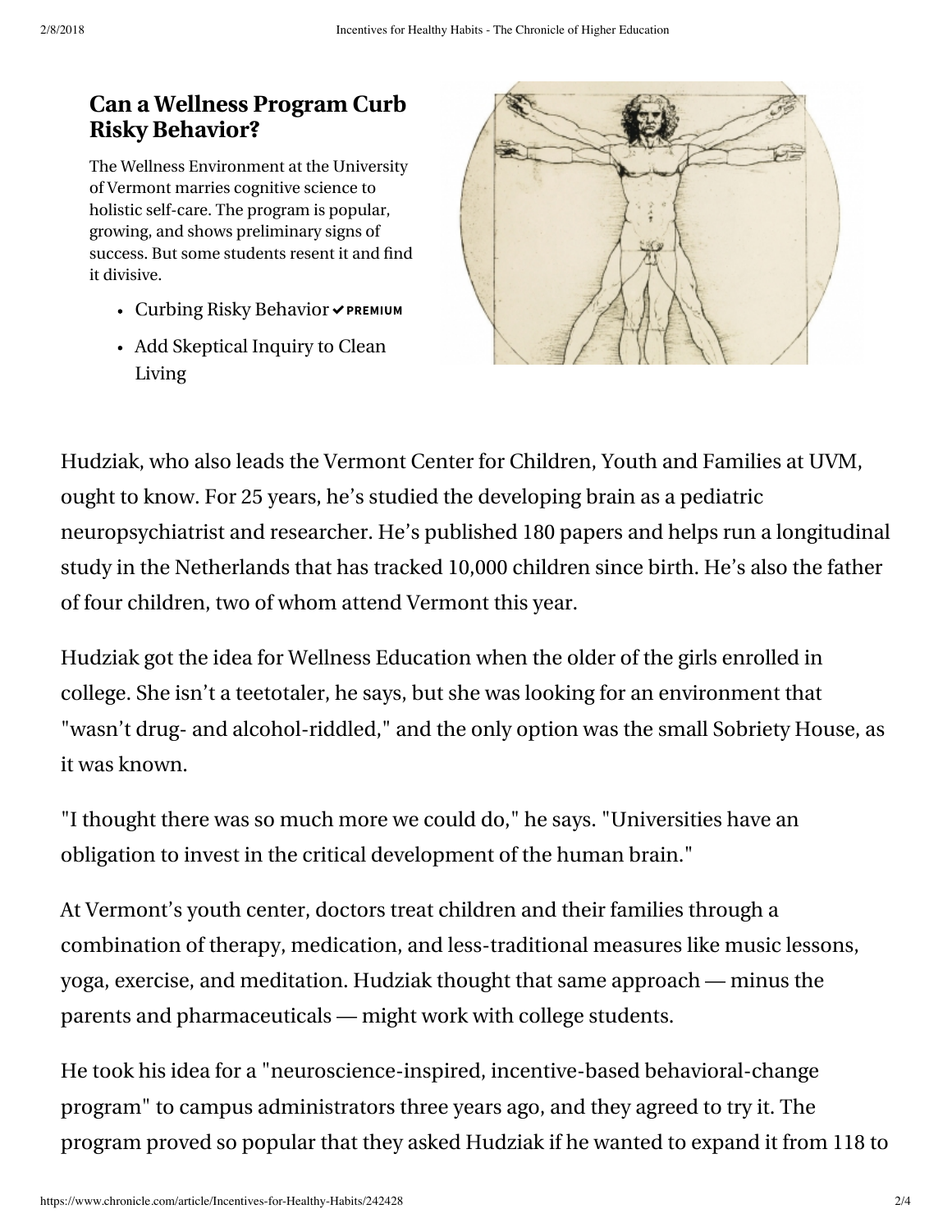## Can a Wellness Program Curb Risky Behavior?

The Wellness Environment at the University of Vermont marries cognitive science to holistic self-care. The program is popular, growing, and shows preliminary signs of success. But some students resent it and find it divisive.

- Curbing Risky Behavior ✔PREMIUM
- Add Skeptical Inquiry to Clean Living

Hudziak, who also leads the Vermont Center for Children, Youth and Families at UVM, ought to know. For 25 years, he's studied the developing brain as a pediatric neuropsychiatrist and researcher. He's published 180 papers and helps run a longitudinal study in the Netherlands that has tracked 10,000 children since birth. He's also the father of four children, two of whom attend Vermont this year.

Hudziak got the idea for Wellness Education when the older of the girls enrolled in college. She isn't a teetotaler, he says, but she was looking for an environment that "wasn't drug- and alcohol-riddled," and the only option was the small Sobriety House, as it was known.

"I thought there was so much more we could do," he says. "Universities have an obligation to invest in the critical development of the human brain."

At Vermont's youth center, doctors treat children and their families through a combination of therapy, medication, and less-traditional measures like music lessons, yoga, exercise, and meditation. Hudziak thought that same approach — minus the parents and pharmaceuticals — might work with college students.

He took his idea for a "neuroscience-inspired, incentive-based behavioral-change program" to campus administrators three years ago, and they agreed to try it. The program proved so popular that they asked Hudziak if he wanted to expand it from 118 to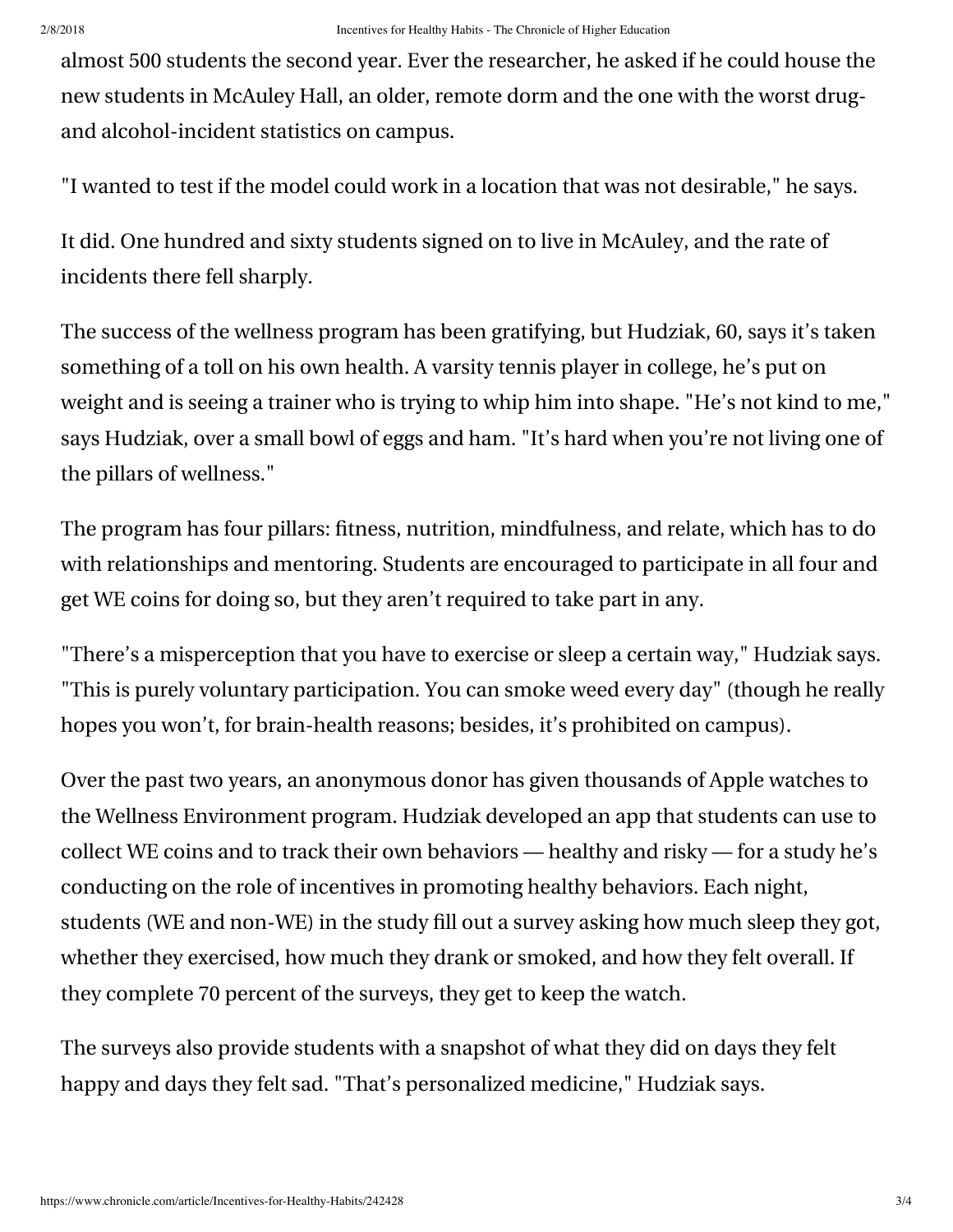almost 500 students the second year. Ever the researcher, he asked if he could house the new students in McAuley Hall, an older, remote dorm and the one with the worst drug- and alcohol-incident statistics on campus.

"I wanted to test if the model could work in a location that was not desirable," he says.

It did. One hundred and sixty students signed on to live in McAuley, and the rate of incidents there fell sharply.

The success of the wellness program has been gratifying, but Hudziak, 60, says it's taken something of a toll on his own health. A varsity tennis player in college, he's put on weight and is seeing a trainer who is trying to whip him into shape. "He's not kind to me," says Hudziak, over a small bowl of eggs and ham. "It's hard when you're not living one of the pillars of wellness."

The program has four pillars: fitness, nutrition, mindfulness, and relate, which has to do with relationships and mentoring. Students are encouraged to participate in all four and get WE coins for doing so, but they aren't required to take part in any.

"There's a misperception that you have to exercise or sleep a certain way," Hudziak says. "This is purely voluntary participation. You can smoke weed every day" (though he really hopes you won't, for brain-health reasons; besides, it's prohibited on campus).

Over the past two years, an anonymous donor has given thousands of Apple watches to the Wellness Environment program. Hudziak developed an app that students can use to collect WE coins and to track their own behaviors — healthy and risky — for a study he's conducting on the role of incentives in promoting healthy behaviors. Each night, students (WE and non-WE) in the study fill out a survey asking how much sleep they got, whether they exercised, how much they drank or smoked, and how they felt overall. If they complete 70 percent of the surveys, they get to keep the watch.

The surveys also provide students with a snapshot of what they did on days they felt happy and days they felt sad. "That's personalized medicine," Hudziak says.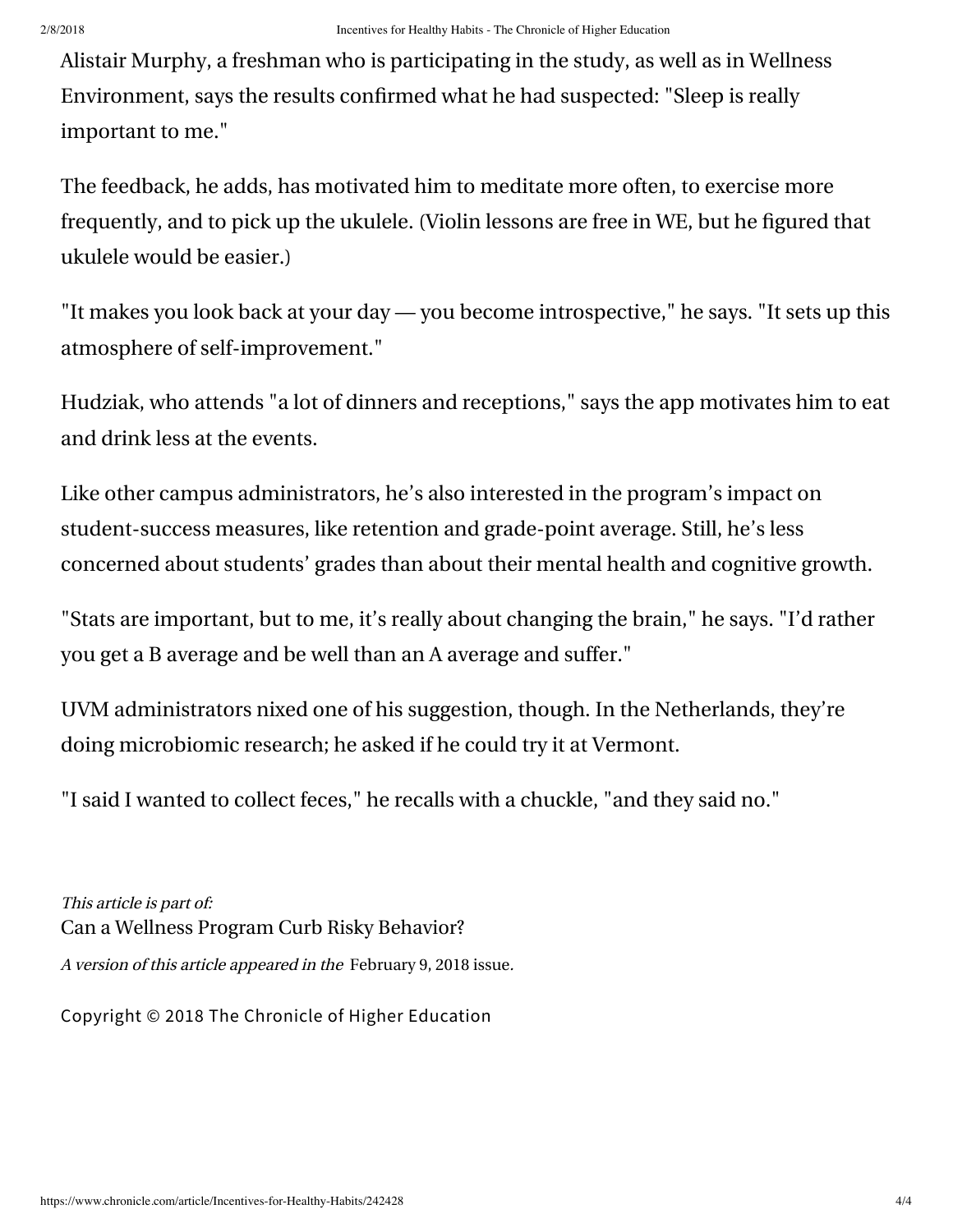Alistair Murphy, a freshman who is participating in the study, as well as in Wellness Environment, says the results confirmed what he had suspected: "Sleep is really important to me."

The feedback, he adds, has motivated him to meditate more often, to exercise more frequently, and to pick up the ukulele. (Violin lessons are free in WE, but he figured that ukulele would be easier.)

"It makes you look back at your day — you become introspective," he says. "It sets up this atmosphere of self-improvement."

Hudziak, who attends "a lot of dinners and receptions," says the app motivates him to eat and drink less at the events.

Like other campus administrators, he's also interested in the program's impact on student-success measures, like retention and grade-point average. Still, he's less concerned about students' grades than about their mental health and cognitive growth.

"Stats are important, but to me, it's really about changing the brain," he says. "I'd rather you get a B average and be well than an A average and suffer."

UVM administrators nixed one of his suggestion, though. In the Netherlands, they're doing microbiomic research; he asked if he could try it at Vermont.

"I said I wanted to collect feces," he recalls with a chuckle, "and they said no."

*This article is part of:*
Can a Wellness Program Curb Risky Behavior?

*A version of this article appeared in the* February 9, 2018 issue.

Copyright © 2018 The Chronicle of Higher Education